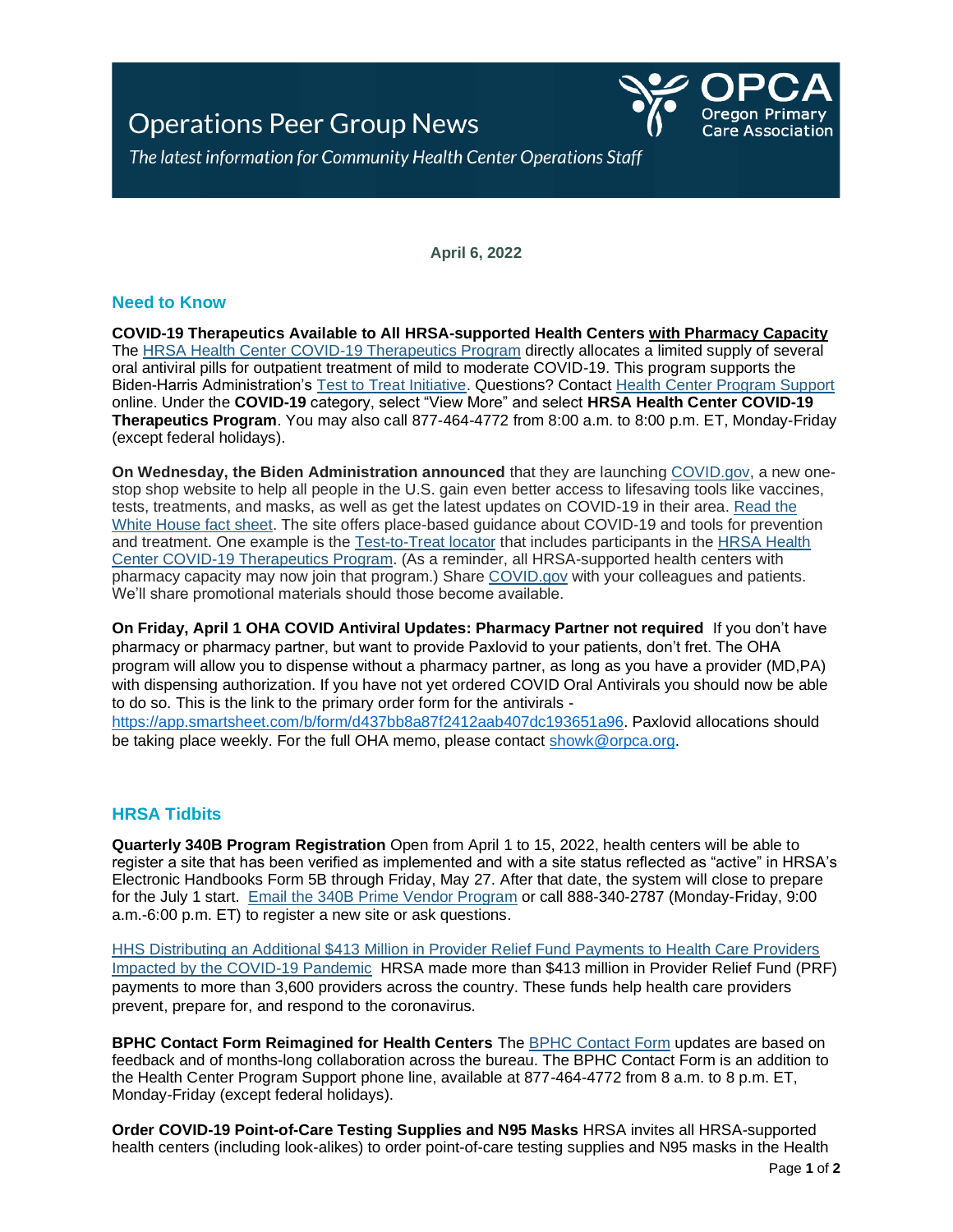# Operations Peer Group News

*The latest information for Community Health Center Operations Staff*

OPCA Oregon Primary Care Association

**April 6, 2022**

## Need to Know

**COVID-19 Therapeutics Available to All HRSA-supported Health Centers with Pharmacy Capacity**
The HRSA Health Center COVID-19 Therapeutics Program directly allocates a limited supply of several oral antiviral pills for outpatient treatment of mild to moderate COVID-19. This program supports the Biden-Harris Administration's Test to Treat Initiative. Questions? Contact Health Center Program Support online. Under the **COVID-19** category, select "View More" and select **HRSA Health Center COVID-19 Therapeutics Program**. You may also call 877-464-4772 from 8:00 a.m. to 8:00 p.m. ET, Monday-Friday (except federal holidays).

**On Wednesday, the Biden Administration announced** that they are launching COVID.gov, a new one-stop shop website to help all people in the U.S. gain even better access to lifesaving tools like vaccines, tests, treatments, and masks, as well as get the latest updates on COVID-19 in their area. Read the White House fact sheet. The site offers place-based guidance about COVID-19 and tools for prevention and treatment. One example is the Test-to-Treat locator that includes participants in the HRSA Health Center COVID-19 Therapeutics Program. (As a reminder, all HRSA-supported health centers with pharmacy capacity may now join that program.) Share COVID.gov with your colleagues and patients. We'll share promotional materials should those become available.

**On Friday, April 1 OHA COVID Antiviral Updates: Pharmacy Partner not required** If you don't have pharmacy or pharmacy partner, but want to provide Paxlovid to your patients, don't fret. The OHA program will allow you to dispense without a pharmacy partner, as long as you have a provider (MD,PA) with dispensing authorization. If you have not yet ordered COVID Oral Antivirals you should now be able to do so. This is the link to the primary order form for the antivirals - https://app.smartsheet.com/b/form/d437bb8a87f2412aab407dc193651a96. Paxlovid allocations should be taking place weekly. For the full OHA memo, please contact showk@orpca.org.

## HRSA Tidbits

**Quarterly 340B Program Registration** Open from April 1 to 15, 2022, health centers will be able to register a site that has been verified as implemented and with a site status reflected as "active" in HRSA's Electronic Handbooks Form 5B through Friday, May 27. After that date, the system will close to prepare for the July 1 start. Email the 340B Prime Vendor Program or call 888-340-2787 (Monday-Friday, 9:00 a.m.-6:00 p.m. ET) to register a new site or ask questions.

HHS Distributing an Additional $413 Million in Provider Relief Fund Payments to Health Care Providers Impacted by the COVID-19 Pandemic HRSA made more than $413 million in Provider Relief Fund (PRF) payments to more than 3,600 providers across the country. These funds help health care providers prevent, prepare for, and respond to the coronavirus.

**BPHC Contact Form Reimagined for Health Centers** The BPHC Contact Form updates are based on feedback and of months-long collaboration across the bureau. The BPHC Contact Form is an addition to the Health Center Program Support phone line, available at 877-464-4772 from 8 a.m. to 8 p.m. ET, Monday-Friday (except federal holidays).

**Order COVID-19 Point-of-Care Testing Supplies and N95 Masks** HRSA invites all HRSA-supported health centers (including look-alikes) to order point-of-care testing supplies and N95 masks in the Health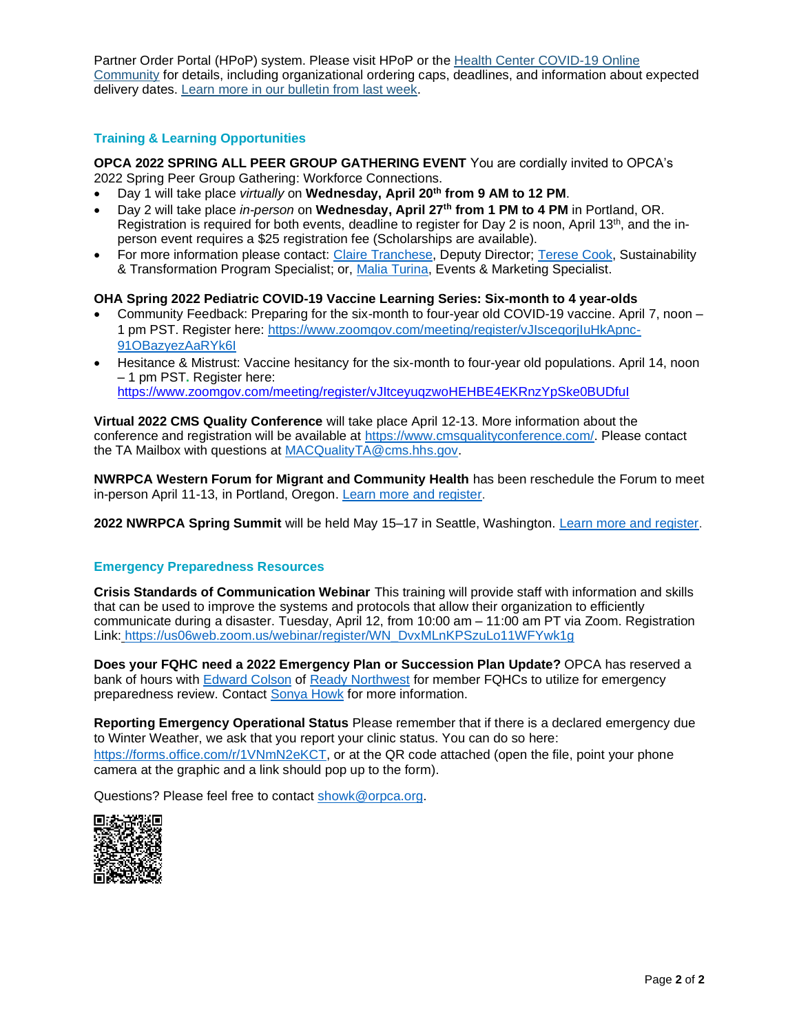Partner Order Portal (HPoP) system. Please visit HPoP or the [Health Center COVID-19 Online Community](#) for details, including organizational ordering caps, deadlines, and information about expected delivery dates. [Learn more in our bulletin from last week](#).

## Training & Learning Opportunities

**OPCA 2022 SPRING ALL PEER GROUP GATHERING EVENT** You are cordially invited to OPCA's 2022 Spring Peer Group Gathering: Workforce Connections.

- Day 1 will take place *virtually* on **Wednesday, April 20th from 9 AM to 12 PM**.
- Day 2 will take place *in-person* on **Wednesday, April 27th from 1 PM to 4 PM** in Portland, OR. Registration is required for both events, deadline to register for Day 2 is noon, April 13th, and the in-person event requires a $25 registration fee (Scholarships are available).
- For more information please contact: [Claire Tranchese](#), Deputy Director; [Terese Cook](#), Sustainability & Transformation Program Specialist; or, [Malia Turina](#), Events & Marketing Specialist.

**OHA Spring 2022 Pediatric COVID-19 Vaccine Learning Series: Six-month to 4 year-olds**

- Community Feedback: Preparing for the six-month to four-year old COVID-19 vaccine. April 7, noon – 1 pm PST. Register here: https://www.zoomgov.com/meeting/register/vJlscegorjIuHkApnc-91OBazyezAaRYk6I
- Hesitance & Mistrust: Vaccine hesitancy for the six-month to four-year old populations. April 14, noon – 1 pm PST. Register here: https://www.zoomgov.com/meeting/register/vJltceyuqzwoHEHBE4EKRnzYpSke0BUDfuI

**Virtual 2022 CMS Quality Conference** will take place April 12-13. More information about the conference and registration will be available at https://www.cmsqualityconference.com/. Please contact the TA Mailbox with questions at MACQualityTA@cms.hhs.gov.

**NWRPCA Western Forum for Migrant and Community Health** has been reschedule the Forum to meet in-person April 11-13, in Portland, Oregon. [Learn more and register](#).

**2022 NWRPCA Spring Summit** will be held May 15–17 in Seattle, Washington. [Learn more and register](#).

## Emergency Preparedness Resources

**Crisis Standards of Communication Webinar** This training will provide staff with information and skills that can be used to improve the systems and protocols that allow their organization to efficiently communicate during a disaster. Tuesday, April 12, from 10:00 am – 11:00 am PT via Zoom. Registration Link: https://us06web.zoom.us/webinar/register/WN_DvxMLnKPSzuLo11WFYwk1g

**Does your FQHC need a 2022 Emergency Plan or Succession Plan Update?** OPCA has reserved a bank of hours with [Edward Colson](#) of [Ready Northwest](#) for member FQHCs to utilize for emergency preparedness review. Contact [Sonya Howk](#) for more information.

**Reporting Emergency Operational Status** Please remember that if there is a declared emergency due to Winter Weather, we ask that you report your clinic status. You can do so here: https://forms.office.com/r/1VNmN2eKCT, or at the QR code attached (open the file, point your phone camera at the graphic and a link should pop up to the form).

Questions? Please feel free to contact showk@orpca.org.